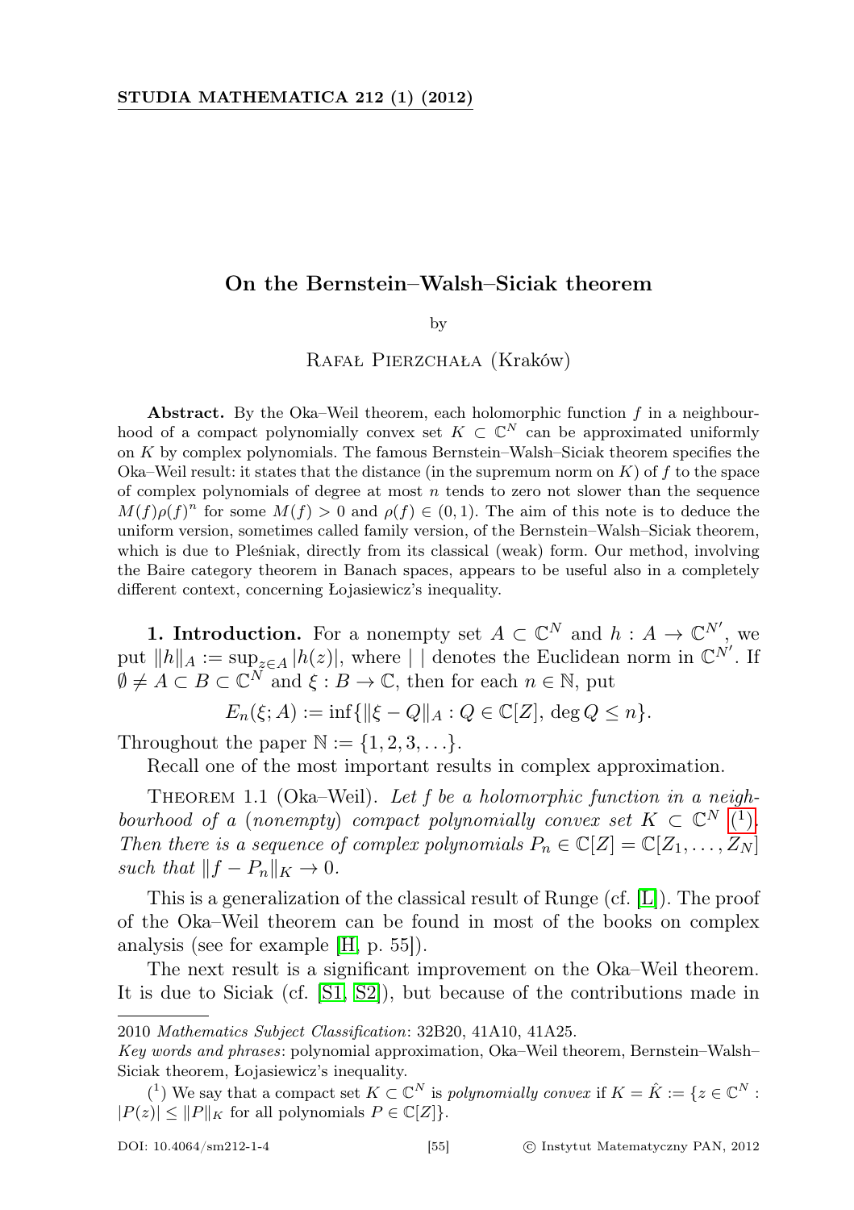# On the Bernstein–Walsh–Siciak theorem

by

Rafał Pierzchała (Kraków)

**Abstract.** By the Oka–Weil theorem, each holomorphic function $f$ in a neighbourhood of a compact polynomially convex set $K \subset \mathbb{C}^N$ can be approximated uniformly on $K$ by complex polynomials. The famous Bernstein–Walsh–Siciak theorem specifies the Oka–Weil result: it states that the distance (in the supremum norm on $K$) of $f$ to the space of complex polynomials of degree at most $n$ tends to zero not slower than the sequence $M(f)\rho(f)^n$ for some $M(f) > 0$ and $\rho(f) \in (0, 1)$. The aim of this note is to deduce the uniform version, sometimes called family version, of the Bernstein–Walsh–Siciak theorem, which is due to Pleśniak, directly from its classical (weak) form. Our method, involving the Baire category theorem in Banach spaces, appears to be useful also in a completely different context, concerning Łojasiewicz's inequality.

**1. Introduction.** For a nonempty set $A \subset \mathbb{C}^N$ and $h : A \to \mathbb{C}^{N'}$, we put $\|h\|_A := \sup_{z\in A} |h(z)|$, where $|\ |$ denotes the Euclidean norm in $\mathbb{C}^{N'}$. If $\emptyset \neq A \subset B \subset \mathbb{C}^N$ and $\xi : B \to \mathbb{C}$, then for each $n \in \mathbb{N}$, put

$$E_n(\xi; A) := \inf\{\|\xi - Q\|_A : Q \in \mathbb{C}[Z],\ \deg Q \leq n\}.$$

Throughout the paper $\mathbb{N} := \{1, 2, 3, \ldots\}$.

Recall one of the most important results in complex approximation.

Theorem 1.1 (Oka–Weil). *Let $f$ be a holomorphic function in a neighbourhood of a (nonempty) compact polynomially convex set $K \subset \mathbb{C}^N$* [1]. *Then there is a sequence of complex polynomials $P_n \in \mathbb{C}[Z] = \mathbb{C}[Z_1, \ldots, Z_N]$ such that $\|f - P_n\|_K \to 0$.*

This is a generalization of the classical result of Runge (cf. [L]). The proof of the Oka–Weil theorem can be found in most of the books on complex analysis (see for example [H, p. 55]).

The next result is a significant improvement on the Oka–Weil theorem. It is due to Siciak (cf. [S1, S2]), but because of the contributions made in

---

2010 *Mathematics Subject Classification*: 32B20, 41A10, 41A25.

*Key words and phrases*: polynomial approximation, Oka–Weil theorem, Bernstein–Walsh–Siciak theorem, Łojasiewicz's inequality.

[1] We say that a compact set $K \subset \mathbb{C}^N$ is *polynomially convex* if $K = \hat{K} := \{z \in \mathbb{C}^N : |P(z)| \leq \|P\|_K$ for all polynomials $P \in \mathbb{C}[Z]\}$.

DOI: 10.4064/sm212-1-4 © Instytut Matematyczny PAN, 2012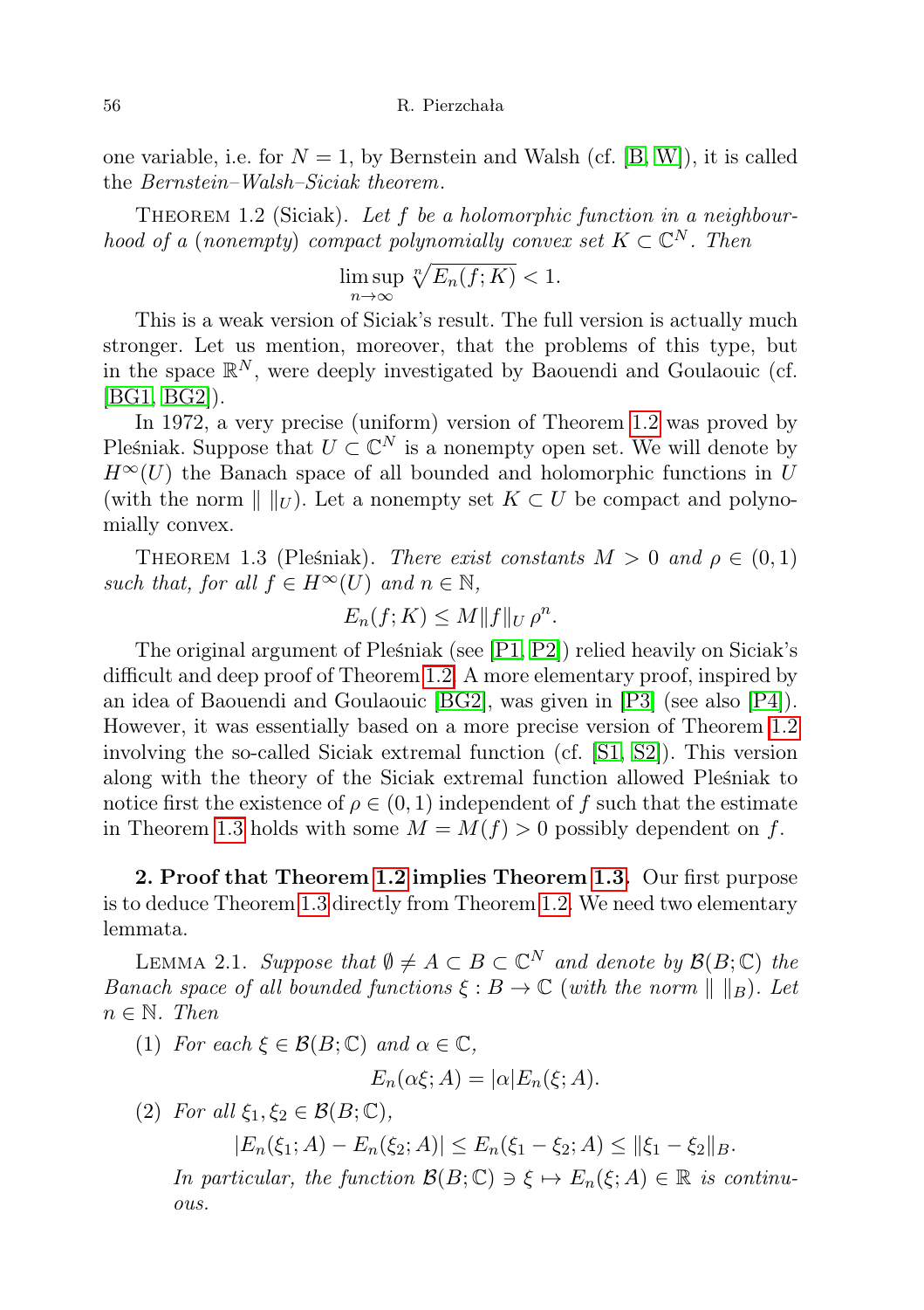one variable, i.e. for $N = 1$, by Bernstein and Walsh (cf. [B, W]), it is called the *Bernstein–Walsh–Siciak theorem*.

THEOREM 1.2 (Siciak). *Let $f$ be a holomorphic function in a neighbourhood of a* (*nonempty*) *compact polynomially convex set $K \subset \mathbb{C}^N$. Then*

$$\limsup_{n\to\infty} \sqrt[n]{E_n(f;K)} < 1.$$

This is a weak version of Siciak's result. The full version is actually much stronger. Let us mention, moreover, that the problems of this type, but in the space $\mathbb{R}^N$, were deeply investigated by Baouendi and Goulaouic (cf. [BG1, BG2]).

In 1972, a very precise (uniform) version of Theorem 1.2 was proved by Pleśniak. Suppose that $U \subset \mathbb{C}^N$ is a nonempty open set. We will denote by $H^\infty(U)$ the Banach space of all bounded and holomorphic functions in $U$ (with the norm $\| \ \|_U$). Let a nonempty set $K \subset U$ be compact and polynomially convex.

THEOREM 1.3 (Pleśniak). *There exist constants $M > 0$ and $\rho \in (0,1)$ such that, for all $f \in H^\infty(U)$ and $n \in \mathbb{N}$,*

$$E_n(f;K) \le M\|f\|_U\,\rho^n.$$

The original argument of Pleśniak (see [P1, P2]) relied heavily on Siciak's difficult and deep proof of Theorem 1.2. A more elementary proof, inspired by an idea of Baouendi and Goulaouic [BG2], was given in [P3] (see also [P4]). However, it was essentially based on a more precise version of Theorem 1.2 involving the so-called Siciak extremal function (cf. [S1, S2]). This version along with the theory of the Siciak extremal function allowed Pleśniak to notice first the existence of $\rho \in (0,1)$ independent of $f$ such that the estimate in Theorem 1.3 holds with some $M = M(f) > 0$ possibly dependent on $f$.

**2. Proof that Theorem 1.2 implies Theorem 1.3.** Our first purpose is to deduce Theorem 1.3 directly from Theorem 1.2. We need two elementary lemmata.

LEMMA 2.1. *Suppose that $\emptyset \ne A \subset B \subset \mathbb{C}^N$ and denote by $\mathcal{B}(B;\mathbb{C})$ the Banach space of all bounded functions $\xi : B \to \mathbb{C}$* (*with the norm $\| \ \|_B$*). *Let $n \in \mathbb{N}$. Then*

(1) *For each $\xi \in \mathcal{B}(B;\mathbb{C})$ and $\alpha \in \mathbb{C}$,*

$$E_n(\alpha\xi;A) = |\alpha| E_n(\xi;A).$$

(2) *For all $\xi_1, \xi_2 \in \mathcal{B}(B;\mathbb{C})$,*

$$|E_n(\xi_1;A) - E_n(\xi_2;A)| \le E_n(\xi_1 - \xi_2;A) \le \|\xi_1 - \xi_2\|_B.$$

*In particular, the function $\mathcal{B}(B;\mathbb{C}) \ni \xi \mapsto E_n(\xi;A) \in \mathbb{R}$ is continuous.*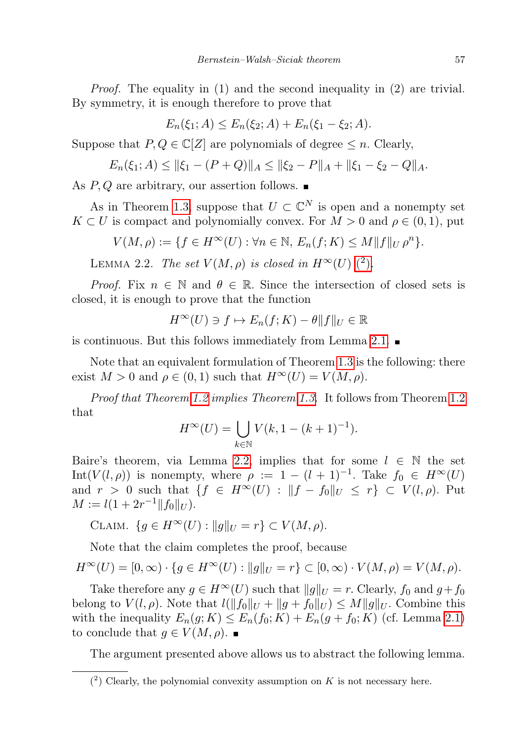*Proof.* The equality in (1) and the second inequality in (2) are trivial. By symmetry, it is enough therefore to prove that

$$E_n(\xi_1; A) \leq E_n(\xi_2; A) + E_n(\xi_1 - \xi_2; A).$$

Suppose that $P, Q \in \mathbb{C}[Z]$ are polynomials of degree $\leq n$. Clearly,

$$E_n(\xi_1; A) \leq \|\xi_1 - (P+Q)\|_A \leq \|\xi_2 - P\|_A + \|\xi_1 - \xi_2 - Q\|_A.$$

As $P, Q$ are arbitrary, our assertion follows. ■

As in Theorem 1.3, suppose that $U \subset \mathbb{C}^N$ is open and a nonempty set $K \subset U$ is compact and polynomially convex. For $M > 0$ and $\rho \in (0,1)$, put

$$V(M, \rho) := \{f \in H^\infty(U) : \forall n \in \mathbb{N},\ E_n(f; K) \leq M\|f\|_U\, \rho^n\}.$$

LEMMA 2.2. *The set $V(M, \rho)$ is closed in $H^\infty(U)$* ([2]).

*Proof.* Fix $n \in \mathbb{N}$ and $\theta \in \mathbb{R}$. Since the intersection of closed sets is closed, it is enough to prove that the function

$$H^\infty(U) \ni f \mapsto E_n(f; K) - \theta\|f\|_U \in \mathbb{R}$$

is continuous. But this follows immediately from Lemma 2.1. ■

Note that an equivalent formulation of Theorem 1.3 is the following: there exist $M > 0$ and $\rho \in (0,1)$ such that $H^\infty(U) = V(M, \rho)$.

*Proof that Theorem 1.2 implies Theorem 1.3.* It follows from Theorem 1.2 that

$$H^\infty(U) = \bigcup_{k \in \mathbb{N}} V(k, 1 - (k+1)^{-1}).$$

Baire's theorem, via Lemma 2.2, implies that for some $l \in \mathbb{N}$ the set $\operatorname{Int}(V(l, \rho))$ is nonempty, where $\rho := 1 - (l+1)^{-1}$. Take $f_0 \in H^\infty(U)$ and $r > 0$ such that $\{f \in H^\infty(U) : \|f - f_0\|_U \leq r\} \subset V(l, \rho)$. Put $M := l(1 + 2r^{-1}\|f_0\|_U)$.

CLAIM. $\{g \in H^\infty(U) : \|g\|_U = r\} \subset V(M, \rho)$.

Note that the claim completes the proof, because

$$H^\infty(U) = [0, \infty) \cdot \{g \in H^\infty(U) : \|g\|_U = r\} \subset [0, \infty) \cdot V(M, \rho) = V(M, \rho).$$

Take therefore any $g \in H^\infty(U)$ such that $\|g\|_U = r$. Clearly, $f_0$ and $g + f_0$ belong to $V(l, \rho)$. Note that $l(\|f_0\|_U + \|g + f_0\|_U) \leq M\|g\|_U$. Combine this with the inequality $E_n(g; K) \leq E_n(f_0; K) + E_n(g + f_0; K)$ (cf. Lemma 2.1) to conclude that $g \in V(M, \rho)$. ■

The argument presented above allows us to abstract the following lemma.

---

([2]) Clearly, the polynomial convexity assumption on $K$ is not necessary here.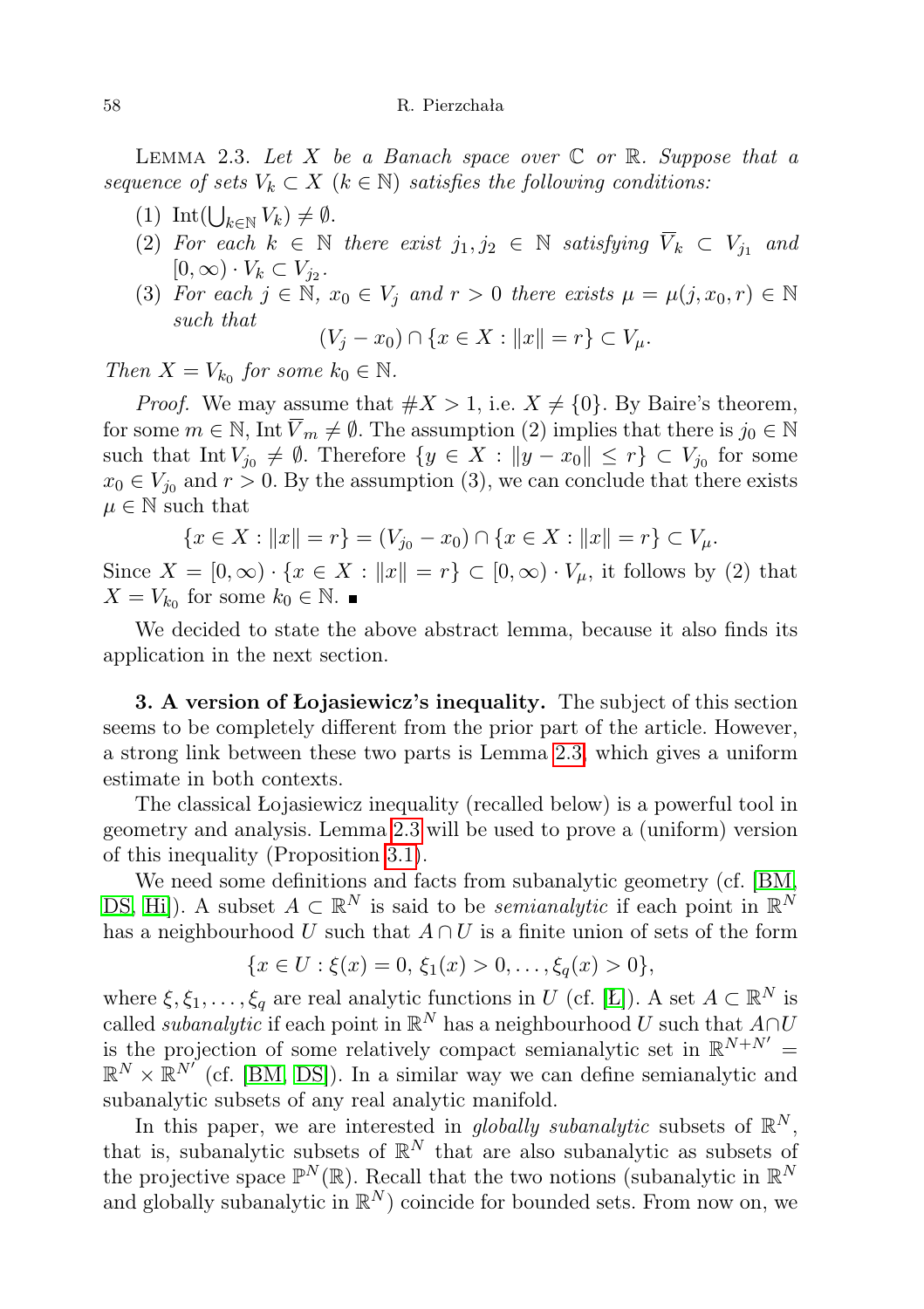Lemma 2.3. *Let $X$ be a Banach space over $\mathbb{C}$ or $\mathbb{R}$. Suppose that a sequence of sets $V_k \subset X$ ($k \in \mathbb{N}$) satisfies the following conditions:*

1. $\operatorname{Int}(\bigcup_{k\in\mathbb{N}} V_k) \neq \emptyset$.
2. *For each $k \in \mathbb{N}$ there exist $j_1, j_2 \in \mathbb{N}$ satisfying $\overline{V}_k \subset V_{j_1}$ and $[0,\infty) \cdot V_k \subset V_{j_2}$.*
3. *For each $j \in \mathbb{N}$, $x_0 \in V_j$ and $r > 0$ there exists $\mu = \mu(j, x_0, r) \in \mathbb{N}$ such that*
$$(V_j - x_0) \cap \{x \in X : \|x\| = r\} \subset V_\mu.$$

*Then $X = V_{k_0}$ for some $k_0 \in \mathbb{N}$.*

*Proof.* We may assume that $\#X > 1$, i.e. $X \neq \{0\}$. By Baire's theorem, for some $m \in \mathbb{N}$, $\operatorname{Int} \overline{V}_m \neq \emptyset$. The assumption (2) implies that there is $j_0 \in \mathbb{N}$ such that $\operatorname{Int} V_{j_0} \neq \emptyset$. Therefore $\{y \in X : \|y - x_0\| \le r\} \subset V_{j_0}$ for some $x_0 \in V_{j_0}$ and $r > 0$. By the assumption (3), we can conclude that there exists $\mu \in \mathbb{N}$ such that

$$\{x \in X : \|x\| = r\} = (V_{j_0} - x_0) \cap \{x \in X : \|x\| = r\} \subset V_\mu.$$

Since $X = [0,\infty) \cdot \{x \in X : \|x\| = r\} \subset [0,\infty) \cdot V_\mu$, it follows by (2) that $X = V_{k_0}$ for some $k_0 \in \mathbb{N}$. ∎

We decided to state the above abstract lemma, because it also finds its application in the next section.

**3. A version of Łojasiewicz's inequality.** The subject of this section seems to be completely different from the prior part of the article. However, a strong link between these two parts is Lemma 2.3, which gives a uniform estimate in both contexts.

The classical Łojasiewicz inequality (recalled below) is a powerful tool in geometry and analysis. Lemma 2.3 will be used to prove a (uniform) version of this inequality (Proposition 3.1).

We need some definitions and facts from subanalytic geometry (cf. [BM, DS, Hi]). A subset $A \subset \mathbb{R}^N$ is said to be *semianalytic* if each point in $\mathbb{R}^N$ has a neighbourhood $U$ such that $A \cap U$ is a finite union of sets of the form

$$\{x \in U : \xi(x) = 0, \xi_1(x) > 0, \ldots, \xi_q(x) > 0\},$$

where $\xi, \xi_1, \ldots, \xi_q$ are real analytic functions in $U$ (cf. [Ł]). A set $A \subset \mathbb{R}^N$ is called *subanalytic* if each point in $\mathbb{R}^N$ has a neighbourhood $U$ such that $A \cap U$ is the projection of some relatively compact semianalytic set in $\mathbb{R}^{N+N'} = \mathbb{R}^N \times \mathbb{R}^{N'}$ (cf. [BM, DS]). In a similar way we can define semianalytic and subanalytic subsets of any real analytic manifold.

In this paper, we are interested in *globally subanalytic* subsets of $\mathbb{R}^N$, that is, subanalytic subsets of $\mathbb{R}^N$ that are also subanalytic as subsets of the projective space $\mathbb{P}^N(\mathbb{R})$. Recall that the two notions (subanalytic in $\mathbb{R}^N$ and globally subanalytic in $\mathbb{R}^N$) coincide for bounded sets. From now on, we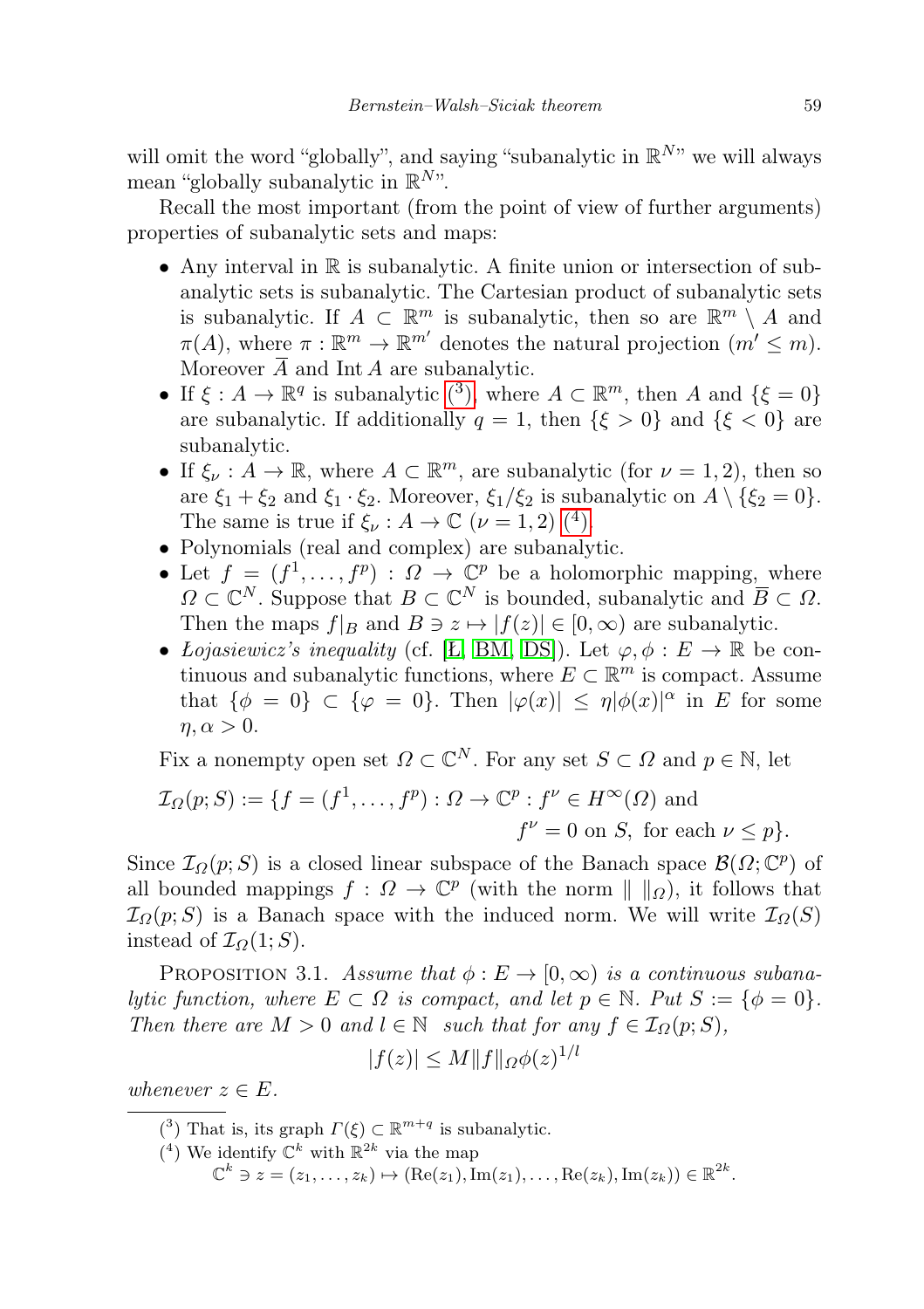will omit the word "globally", and saying "subanalytic in $\mathbb{R}^N$" we will always mean "globally subanalytic in $\mathbb{R}^N$".

Recall the most important (from the point of view of further arguments) properties of subanalytic sets and maps:

- Any interval in $\mathbb{R}$ is subanalytic. A finite union or intersection of subanalytic sets is subanalytic. The Cartesian product of subanalytic sets is subanalytic. If $A \subset \mathbb{R}^m$ is subanalytic, then so are $\mathbb{R}^m \setminus A$ and $\pi(A)$, where $\pi : \mathbb{R}^m \to \mathbb{R}^{m'}$ denotes the natural projection ($m' \leq m$). Moreover $\overline{A}$ and $\operatorname{Int} A$ are subanalytic.
- If $\xi : A \to \mathbb{R}^q$ is subanalytic [3], where $A \subset \mathbb{R}^m$, then $A$ and $\{\xi = 0\}$ are subanalytic. If additionally $q = 1$, then $\{\xi > 0\}$ and $\{\xi < 0\}$ are subanalytic.
- If $\xi_\nu : A \to \mathbb{R}$, where $A \subset \mathbb{R}^m$, are subanalytic (for $\nu = 1, 2$), then so are $\xi_1 + \xi_2$ and $\xi_1 \cdot \xi_2$. Moreover, $\xi_1/\xi_2$ is subanalytic on $A \setminus \{\xi_2 = 0\}$. The same is true if $\xi_\nu : A \to \mathbb{C}$ ($\nu = 1, 2$) [4].
- Polynomials (real and complex) are subanalytic.
- Let $f = (f^1, \ldots, f^p) : \Omega \to \mathbb{C}^p$ be a holomorphic mapping, where $\Omega \subset \mathbb{C}^N$. Suppose that $B \subset \mathbb{C}^N$ is bounded, subanalytic and $\overline{B} \subset \Omega$. Then the maps $f|_B$ and $B \ni z \mapsto |f(z)| \in [0, \infty)$ are subanalytic.
- *Łojasiewicz's inequality* (cf. [Ł, BM, DS]). Let $\varphi, \phi : E \to \mathbb{R}$ be continuous and subanalytic functions, where $E \subset \mathbb{R}^m$ is compact. Assume that $\{\phi = 0\} \subset \{\varphi = 0\}$. Then $|\varphi(x)| \leq \eta |\phi(x)|^\alpha$ in $E$ for some $\eta, \alpha > 0$.

Fix a nonempty open set $\Omega \subset \mathbb{C}^N$. For any set $S \subset \Omega$ and $p \in \mathbb{N}$, let

$$\mathcal{I}_\Omega(p; S) := \{f = (f^1, \ldots, f^p) : \Omega \to \mathbb{C}^p : f^\nu \in H^\infty(\Omega) \text{ and } f^\nu = 0 \text{ on } S, \text{ for each } \nu \leq p\}.$$

Since $\mathcal{I}_\Omega(p; S)$ is a closed linear subspace of the Banach space $\mathcal{B}(\Omega; \mathbb{C}^p)$ of all bounded mappings $f : \Omega \to \mathbb{C}^p$ (with the norm $\| \, \|_\Omega$), it follows that $\mathcal{I}_\Omega(p; S)$ is a Banach space with the induced norm. We will write $\mathcal{I}_\Omega(S)$ instead of $\mathcal{I}_\Omega(1; S)$.

PROPOSITION 3.1. *Assume that $\phi : E \to [0, \infty)$ is a continuous subanalytic function, where $E \subset \Omega$ is compact, and let $p \in \mathbb{N}$. Put $S := \{\phi = 0\}$. Then there are $M > 0$ and $l \in \mathbb{N}$ such that for any $f \in \mathcal{I}_\Omega(p; S)$,*

$$|f(z)| \leq M \|f\|_\Omega \phi(z)^{1/l}$$

*whenever $z \in E$.*

---

[3] That is, its graph $\Gamma(\xi) \subset \mathbb{R}^{m+q}$ is subanalytic.

[4] We identify $\mathbb{C}^k$ with $\mathbb{R}^{2k}$ via the map
$$\mathbb{C}^k \ni z = (z_1, \ldots, z_k) \mapsto (\operatorname{Re}(z_1), \operatorname{Im}(z_1), \ldots, \operatorname{Re}(z_k), \operatorname{Im}(z_k)) \in \mathbb{R}^{2k}.$$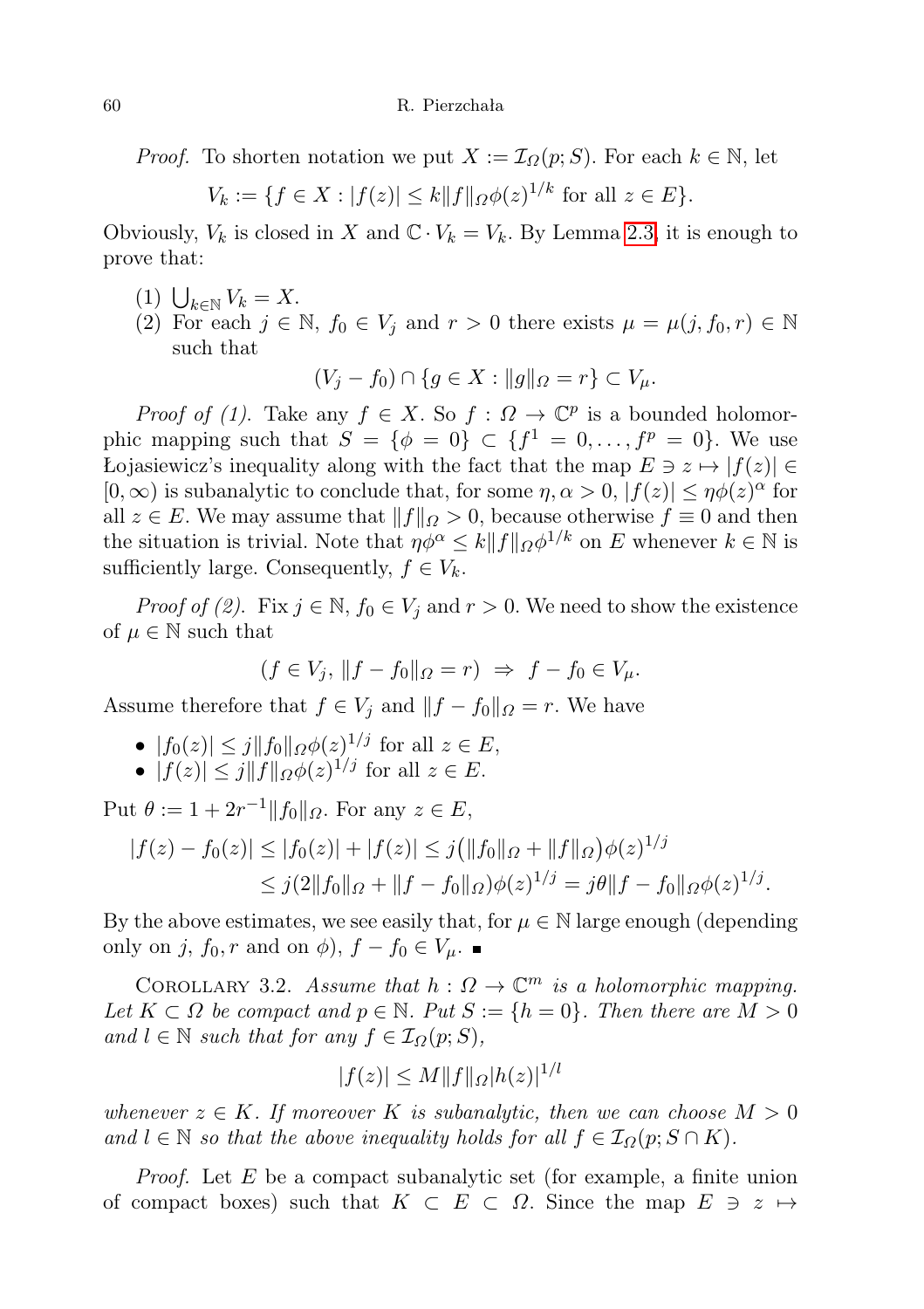*Proof.* To shorten notation we put $X := \mathcal{I}_\Omega(p; S)$. For each $k \in \mathbb{N}$, let

$$V_k := \{f \in X : |f(z)| \le k\|f\|_\Omega \phi(z)^{1/k} \text{ for all } z \in E\}.$$

Obviously, $V_k$ is closed in $X$ and $\mathbb{C} \cdot V_k = V_k$. By Lemma 2.3, it is enough to prove that:

(1) $\bigcup_{k\in\mathbb{N}} V_k = X$.

(2) For each $j \in \mathbb{N}$, $f_0 \in V_j$ and $r > 0$ there exists $\mu = \mu(j, f_0, r) \in \mathbb{N}$ such that

$$(V_j - f_0) \cap \{g \in X : \|g\|_\Omega = r\} \subset V_\mu.$$

*Proof of (1).* Take any $f \in X$. So $f : \Omega \to \mathbb{C}^p$ is a bounded holomorphic mapping such that $S = \{\phi = 0\} \subset \{f^1 = 0, \dots, f^p = 0\}$. We use Łojasiewicz's inequality along with the fact that the map $E \ni z \mapsto |f(z)| \in [0, \infty)$ is subanalytic to conclude that, for some $\eta, \alpha > 0$, $|f(z)| \le \eta\phi(z)^\alpha$ for all $z \in E$. We may assume that $\|f\|_\Omega > 0$, because otherwise $f \equiv 0$ and then the situation is trivial. Note that $\eta\phi^\alpha \le k\|f\|_\Omega \phi^{1/k}$ on $E$ whenever $k \in \mathbb{N}$ is sufficiently large. Consequently, $f \in V_k$.

*Proof of (2).* Fix $j \in \mathbb{N}$, $f_0 \in V_j$ and $r > 0$. We need to show the existence of $\mu \in \mathbb{N}$ such that

$$(f \in V_j,\ \|f - f_0\|_\Omega = r) \ \Rightarrow\ f - f_0 \in V_\mu.$$

Assume therefore that $f \in V_j$ and $\|f - f_0\|_\Omega = r$. We have

- $|f_0(z)| \le j\|f_0\|_\Omega \phi(z)^{1/j}$ for all $z \in E$,
- $|f(z)| \le j\|f\|_\Omega \phi(z)^{1/j}$ for all $z \in E$.

Put $\theta := 1 + 2r^{-1}\|f_0\|_\Omega$. For any $z \in E$,

$$\begin{aligned}
|f(z) - f_0(z)| &\le |f_0(z)| + |f(z)| \le j\big(\|f_0\|_\Omega + \|f\|_\Omega\big)\phi(z)^{1/j} \\
&\le j(2\|f_0\|_\Omega + \|f - f_0\|_\Omega)\phi(z)^{1/j} = j\theta\|f - f_0\|_\Omega \phi(z)^{1/j}.
\end{aligned}$$

By the above estimates, we see easily that, for $\mu \in \mathbb{N}$ large enough (depending only on $j$, $f_0, r$ and on $\phi$), $f - f_0 \in V_\mu$. ∎

COROLLARY 3.2. *Assume that $h : \Omega \to \mathbb{C}^m$ is a holomorphic mapping. Let $K \subset \Omega$ be compact and $p \in \mathbb{N}$. Put $S := \{h = 0\}$. Then there are $M > 0$ and $l \in \mathbb{N}$ such that for any $f \in \mathcal{I}_\Omega(p; S)$,*

$$|f(z)| \le M\|f\|_\Omega |h(z)|^{1/l}$$

*whenever $z \in K$. If moreover $K$ is subanalytic, then we can choose $M > 0$ and $l \in \mathbb{N}$ so that the above inequality holds for all $f \in \mathcal{I}_\Omega(p; S \cap K)$.*

*Proof.* Let $E$ be a compact subanalytic set (for example, a finite union of compact boxes) such that $K \subset E \subset \Omega$. Since the map $E \ni z \mapsto$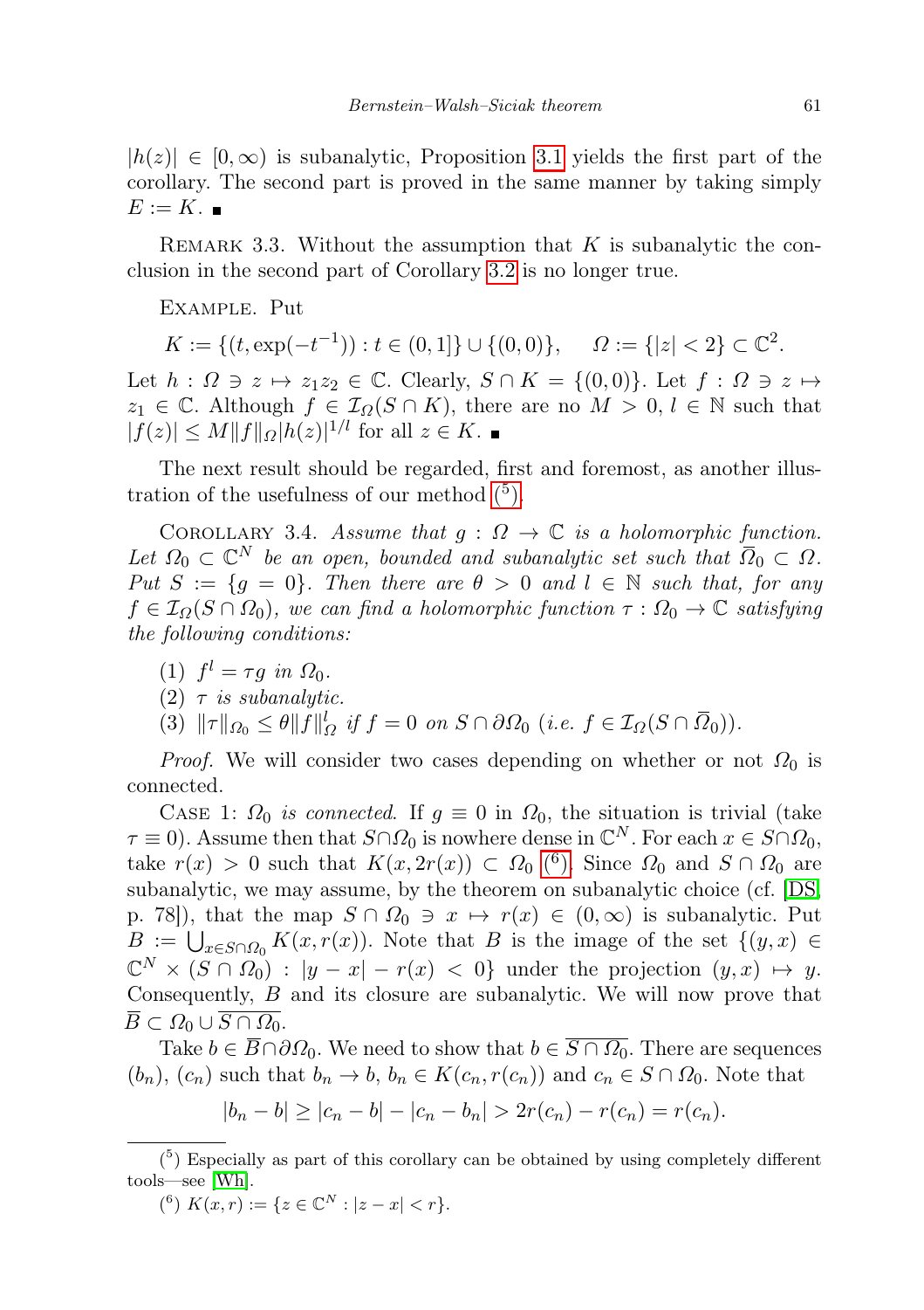$|h(z)| \in [0,\infty)$ is subanalytic, Proposition 3.1 yields the first part of the corollary. The second part is proved in the same manner by taking simply $E := K$. ∎

Remark 3.3. Without the assumption that $K$ is subanalytic the conclusion in the second part of Corollary 3.2 is no longer true.

Example. Put

$$K := \{(t, \exp(-t^{-1})) : t \in (0,1]\} \cup \{(0,0)\}, \quad \Omega := \{|z| < 2\} \subset \mathbb{C}^2.$$

Let $h : \Omega \ni z \mapsto z_1 z_2 \in \mathbb{C}$. Clearly, $S \cap K = \{(0,0)\}$. Let $f : \Omega \ni z \mapsto z_1 \in \mathbb{C}$. Although $f \in \mathcal{I}_\Omega(S \cap K)$, there are no $M > 0$, $l \in \mathbb{N}$ such that $|f(z)| \le M\|f\|_\Omega |h(z)|^{1/l}$ for all $z \in K$. ∎

The next result should be regarded, first and foremost, as another illustration of the usefulness of our method [5].

Corollary 3.4. *Assume that $g : \Omega \to \mathbb{C}$ is a holomorphic function. Let $\Omega_0 \subset \mathbb{C}^N$ be an open, bounded and subanalytic set such that $\overline{\Omega}_0 \subset \Omega$. Put $S := \{g = 0\}$. Then there are $\theta > 0$ and $l \in \mathbb{N}$ such that, for any $f \in \mathcal{I}_\Omega(S \cap \Omega_0)$, we can find a holomorphic function $\tau : \Omega_0 \to \mathbb{C}$ satisfying the following conditions:*

1. *$f^l = \tau g$ in $\Omega_0$.*
2. *$\tau$ is subanalytic.*
3. *$\|\tau\|_{\Omega_0} \le \theta \|f\|_\Omega^l$ if $f = 0$ on $S \cap \partial\Omega_0$ (i.e. $f \in \mathcal{I}_\Omega(S \cap \overline{\Omega}_0)$).*

*Proof.* We will consider two cases depending on whether or not $\Omega_0$ is connected.

Case 1: *$\Omega_0$ is connected.* If $g \equiv 0$ in $\Omega_0$, the situation is trivial (take $\tau \equiv 0$). Assume then that $S \cap \Omega_0$ is nowhere dense in $\mathbb{C}^N$. For each $x \in S \cap \Omega_0$, take $r(x) > 0$ such that $K(x, 2r(x)) \subset \Omega_0$ [6]. Since $\Omega_0$ and $S \cap \Omega_0$ are subanalytic, we may assume, by the theorem on subanalytic choice (cf. [DS, p. 78]), that the map $S \cap \Omega_0 \ni x \mapsto r(x) \in (0,\infty)$ is subanalytic. Put $B := \bigcup_{x \in S \cap \Omega_0} K(x, r(x))$. Note that $B$ is the image of the set $\{(y,x) \in \mathbb{C}^N \times (S \cap \Omega_0) : |y - x| - r(x) < 0\}$ under the projection $(y,x) \mapsto y$. Consequently, $B$ and its closure are subanalytic. We will now prove that $\overline{B} \subset \Omega_0 \cup \overline{S \cap \Omega_0}$.

Take $b \in \overline{B} \cap \partial\Omega_0$. We need to show that $b \in \overline{S \cap \Omega_0}$. There are sequences $(b_n)$, $(c_n)$ such that $b_n \to b$, $b_n \in K(c_n, r(c_n))$ and $c_n \in S \cap \Omega_0$. Note that

$$|b_n - b| \ge |c_n - b| - |c_n - b_n| > 2r(c_n) - r(c_n) = r(c_n).$$

---

[5] Especially as part of this corollary can be obtained by using completely different tools—see [Wh].

[6] $K(x,r) := \{z \in \mathbb{C}^N : |z - x| < r\}$.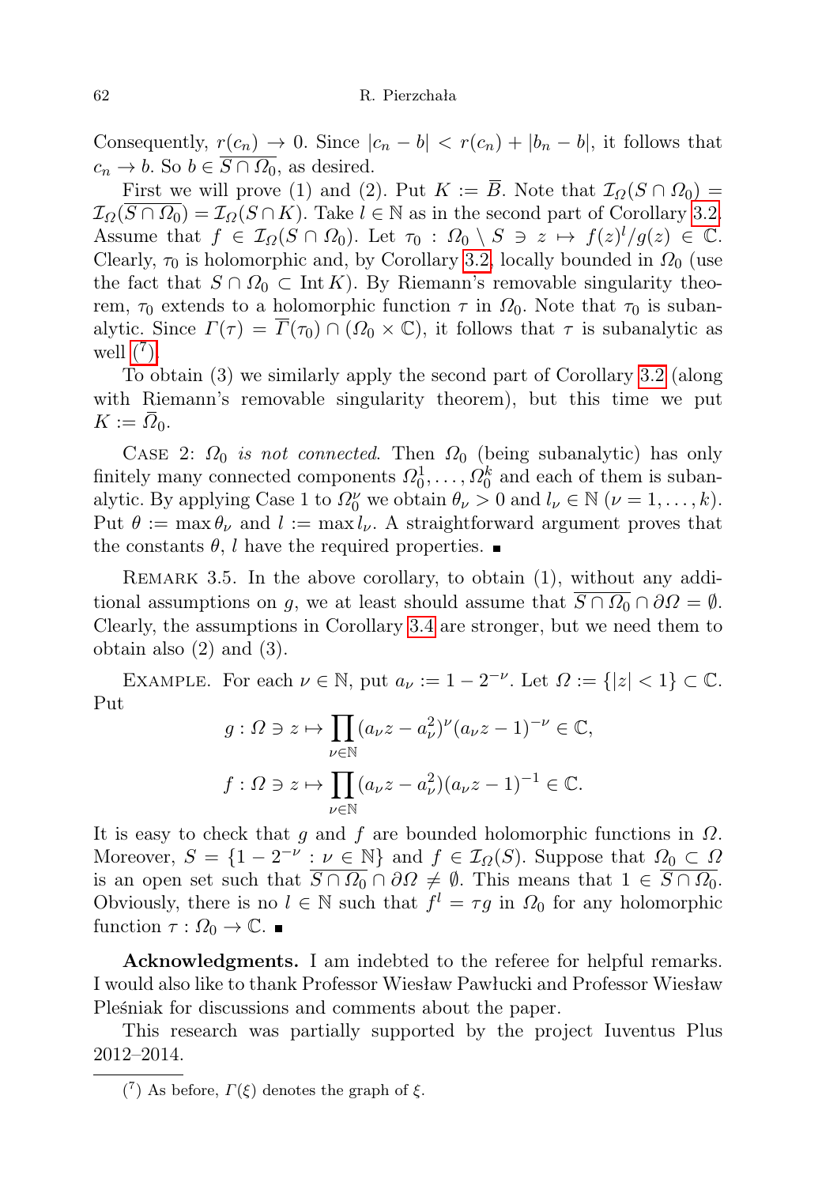Consequently, $r(c_n) \to 0$. Since $|c_n - b| < r(c_n) + |b_n - b|$, it follows that $c_n \to b$. So $b \in \overline{S \cap \Omega_0}$, as desired.

First we will prove (1) and (2). Put $K := \overline{B}$. Note that $\mathcal{I}_\Omega(S \cap \Omega_0) = \mathcal{I}_\Omega(\overline{S \cap \Omega_0}) = \mathcal{I}_\Omega(S \cap K)$. Take $l \in \mathbb{N}$ as in the second part of Corollary 3.2. Assume that $f \in \mathcal{I}_\Omega(S \cap \Omega_0)$. Let $\tau_0 : \Omega_0 \setminus S \ni z \mapsto f(z)^l/g(z) \in \mathbb{C}$. Clearly, $\tau_0$ is holomorphic and, by Corollary 3.2, locally bounded in $\Omega_0$ (use the fact that $S \cap \Omega_0 \subset \operatorname{Int} K$). By Riemann's removable singularity theorem, $\tau_0$ extends to a holomorphic function $\tau$ in $\Omega_0$. Note that $\tau_0$ is subanalytic. Since $\Gamma(\tau) = \overline{\Gamma}(\tau_0) \cap (\Omega_0 \times \mathbb{C})$, it follows that $\tau$ is subanalytic as well ([7]).

To obtain (3) we similarly apply the second part of Corollary 3.2 (along with Riemann's removable singularity theorem), but this time we put $K := \overline{\Omega}_0$.

Case 2: *$\Omega_0$ is not connected*. Then $\Omega_0$ (being subanalytic) has only finitely many connected components $\Omega_0^1, \dots, \Omega_0^k$ and each of them is subanalytic. By applying Case 1 to $\Omega_0^\nu$ we obtain $\theta_\nu > 0$ and $l_\nu \in \mathbb{N}$ ($\nu = 1, \dots, k$). Put $\theta := \max \theta_\nu$ and $l := \max l_\nu$. A straightforward argument proves that the constants $\theta$, $l$ have the required properties. ∎

Remark 3.5. In the above corollary, to obtain (1), without any additional assumptions on $g$, we at least should assume that $\overline{S \cap \Omega_0} \cap \partial\Omega = \emptyset$. Clearly, the assumptions in Corollary 3.4 are stronger, but we need them to obtain also (2) and (3).

Example. For each $\nu \in \mathbb{N}$, put $a_\nu := 1 - 2^{-\nu}$. Let $\Omega := \{|z| < 1\} \subset \mathbb{C}$. Put

$$g : \Omega \ni z \mapsto \prod_{\nu \in \mathbb{N}} (a_\nu z - a_\nu^2)^\nu (a_\nu z - 1)^{-\nu} \in \mathbb{C},$$

$$f : \Omega \ni z \mapsto \prod_{\nu \in \mathbb{N}} (a_\nu z - a_\nu^2)(a_\nu z - 1)^{-1} \in \mathbb{C}.$$

It is easy to check that $g$ and $f$ are bounded holomorphic functions in $\Omega$. Moreover, $S = \{1 - 2^{-\nu} : \nu \in \mathbb{N}\}$ and $f \in \mathcal{I}_\Omega(S)$. Suppose that $\Omega_0 \subset \Omega$ is an open set such that $\overline{S \cap \Omega_0} \cap \partial\Omega \neq \emptyset$. This means that $1 \in \overline{S \cap \Omega_0}$. Obviously, there is no $l \in \mathbb{N}$ such that $f^l = \tau g$ in $\Omega_0$ for any holomorphic function $\tau : \Omega_0 \to \mathbb{C}$. ∎

**Acknowledgments.** I am indebted to the referee for helpful remarks. I would also like to thank Professor Wiesław Pawłucki and Professor Wiesław Pleśniak for discussions and comments about the paper.

This research was partially supported by the project Iuventus Plus 2012–2014.

---

[7] As before, $\Gamma(\xi)$ denotes the graph of $\xi$.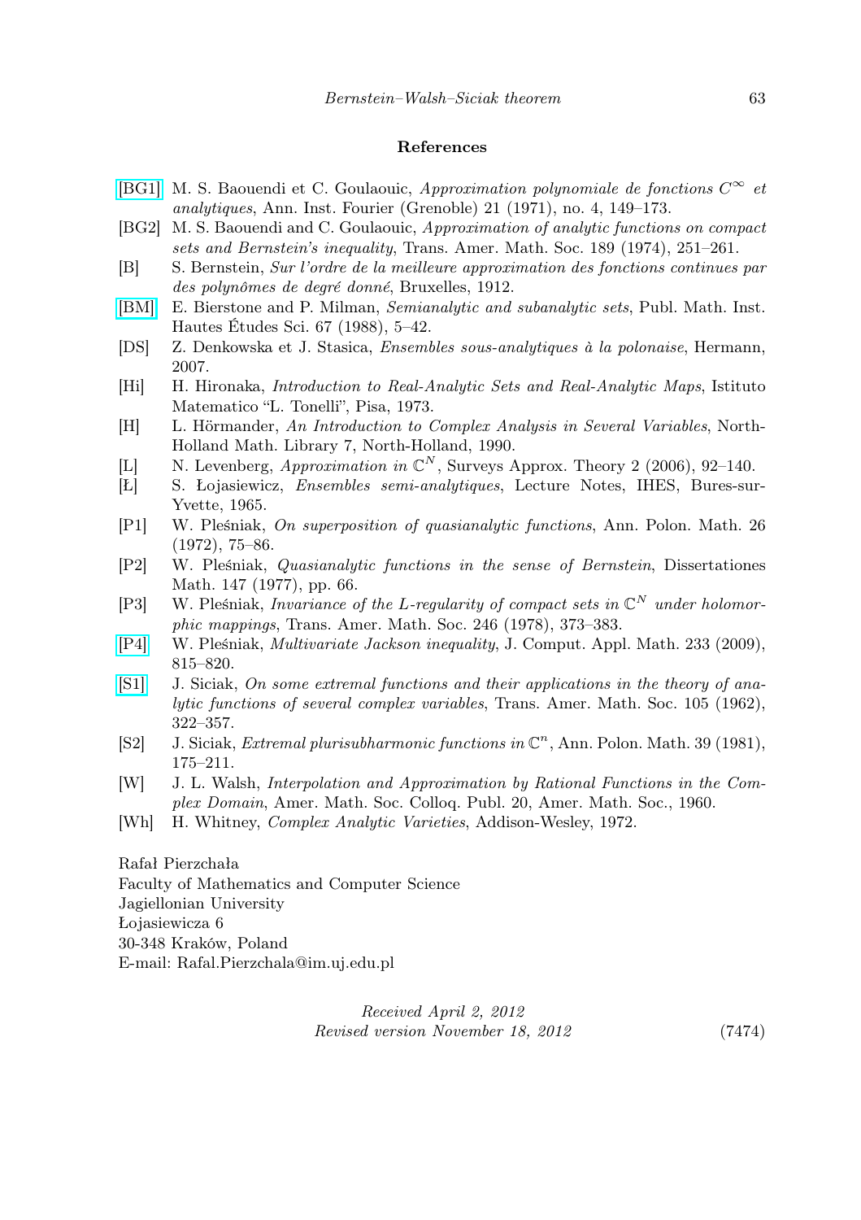## References

[BG1] M. S. Baouendi et C. Goulaouic, *Approximation polynomiale de fonctions $C^\infty$ et analytiques*, Ann. Inst. Fourier (Grenoble) 21 (1971), no. 4, 149–173.

[BG2] M. S. Baouendi and C. Goulaouic, *Approximation of analytic functions on compact sets and Bernstein's inequality*, Trans. Amer. Math. Soc. 189 (1974), 251–261.

[B] S. Bernstein, *Sur l'ordre de la meilleure approximation des fonctions continues par des polynômes de degré donné*, Bruxelles, 1912.

[BM] E. Bierstone and P. Milman, *Semianalytic and subanalytic sets*, Publ. Math. Inst. Hautes Études Sci. 67 (1988), 5–42.

[DS] Z. Denkowska et J. Stasica, *Ensembles sous-analytiques à la polonaise*, Hermann, 2007.

[Hi] H. Hironaka, *Introduction to Real-Analytic Sets and Real-Analytic Maps*, Istituto Matematico "L. Tonelli", Pisa, 1973.

[H] L. Hörmander, *An Introduction to Complex Analysis in Several Variables*, North-Holland Math. Library 7, North-Holland, 1990.

[L] N. Levenberg, *Approximation in $\mathbb{C}^N$*, Surveys Approx. Theory 2 (2006), 92–140.

[Ł] S. Łojasiewicz, *Ensembles semi-analytiques*, Lecture Notes, IHES, Bures-sur-Yvette, 1965.

[P1] W. Pleśniak, *On superposition of quasianalytic functions*, Ann. Polon. Math. 26 (1972), 75–86.

[P2] W. Pleśniak, *Quasianalytic functions in the sense of Bernstein*, Dissertationes Math. 147 (1977), pp. 66.

[P3] W. Pleśniak, *Invariance of the L-regularity of compact sets in $\mathbb{C}^N$ under holomorphic mappings*, Trans. Amer. Math. Soc. 246 (1978), 373–383.

[P4] W. Pleśniak, *Multivariate Jackson inequality*, J. Comput. Appl. Math. 233 (2009), 815–820.

[S1] J. Siciak, *On some extremal functions and their applications in the theory of analytic functions of several complex variables*, Trans. Amer. Math. Soc. 105 (1962), 322–357.

[S2] J. Siciak, *Extremal plurisubharmonic functions in $\mathbb{C}^n$*, Ann. Polon. Math. 39 (1981), 175–211.

[W] J. L. Walsh, *Interpolation and Approximation by Rational Functions in the Complex Domain*, Amer. Math. Soc. Colloq. Publ. 20, Amer. Math. Soc., 1960.

[Wh] H. Whitney, *Complex Analytic Varieties*, Addison-Wesley, 1972.

Rafał Pierzchała
Faculty of Mathematics and Computer Science
Jagiellonian University
Łojasiewicza 6
30-348 Kraków, Poland
E-mail: Rafal.Pierzchala@im.uj.edu.pl

*Received April 2, 2012*
*Revised version November 18, 2012* (7474)